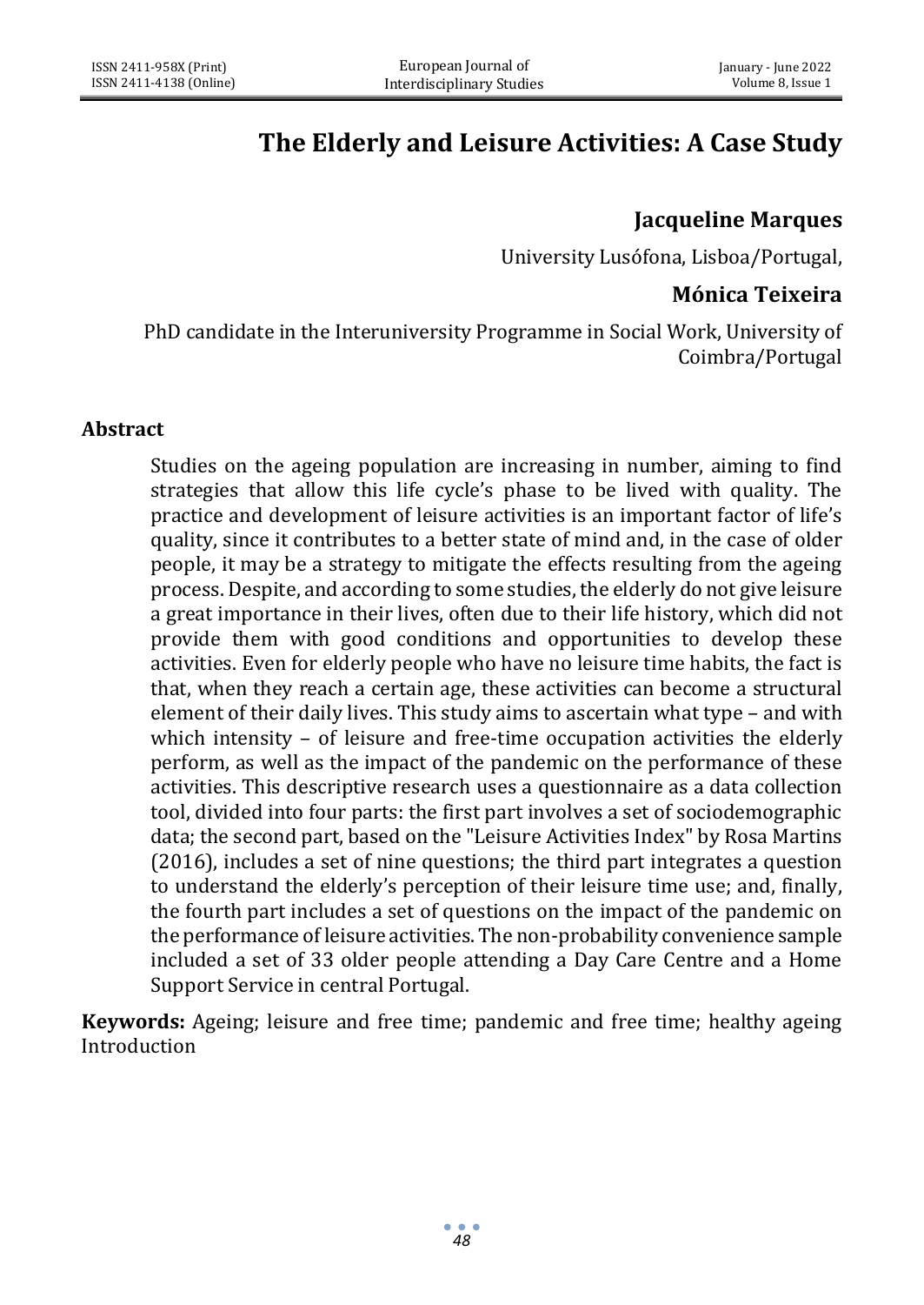# The Elderly and Leisure Activities: A Case Study

**Jacqueline Marques**

University Lusófona, Lisboa/Portugal,

**Mónica Teixeira**

PhD candidate in the Interuniversity Programme in Social Work, University of Coimbra/Portugal

## Abstract

Studies on the ageing population are increasing in number, aiming to find strategies that allow this life cycle's phase to be lived with quality. The practice and development of leisure activities is an important factor of life's quality, since it contributes to a better state of mind and, in the case of older people, it may be a strategy to mitigate the effects resulting from the ageing process. Despite, and according to some studies, the elderly do not give leisure a great importance in their lives, often due to their life history, which did not provide them with good conditions and opportunities to develop these activities. Even for elderly people who have no leisure time habits, the fact is that, when they reach a certain age, these activities can become a structural element of their daily lives. This study aims to ascertain what type – and with which intensity – of leisure and free-time occupation activities the elderly perform, as well as the impact of the pandemic on the performance of these activities. This descriptive research uses a questionnaire as a data collection tool, divided into four parts: the first part involves a set of sociodemographic data; the second part, based on the "Leisure Activities Index" by Rosa Martins (2016), includes a set of nine questions; the third part integrates a question to understand the elderly's perception of their leisure time use; and, finally, the fourth part includes a set of questions on the impact of the pandemic on the performance of leisure activities. The non-probability convenience sample included a set of 33 older people attending a Day Care Centre and a Home Support Service in central Portugal.

**Keywords:** Ageing; leisure and free time; pandemic and free time; healthy ageing

Introduction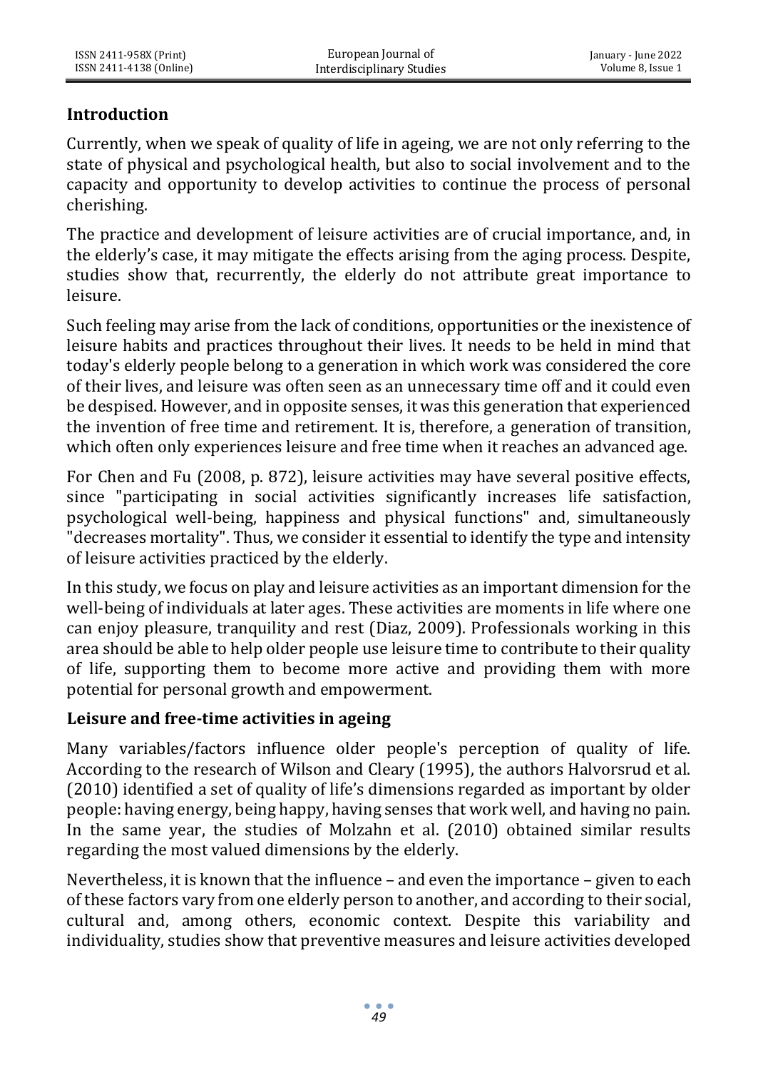## Introduction

Currently, when we speak of quality of life in ageing, we are not only referring to the state of physical and psychological health, but also to social involvement and to the capacity and opportunity to develop activities to continue the process of personal cherishing.

The practice and development of leisure activities are of crucial importance, and, in the elderly's case, it may mitigate the effects arising from the aging process. Despite, studies show that, recurrently, the elderly do not attribute great importance to leisure.

Such feeling may arise from the lack of conditions, opportunities or the inexistence of leisure habits and practices throughout their lives. It needs to be held in mind that today's elderly people belong to a generation in which work was considered the core of their lives, and leisure was often seen as an unnecessary time off and it could even be despised. However, and in opposite senses, it was this generation that experienced the invention of free time and retirement. It is, therefore, a generation of transition, which often only experiences leisure and free time when it reaches an advanced age.

For Chen and Fu (2008, p. 872), leisure activities may have several positive effects, since "participating in social activities significantly increases life satisfaction, psychological well-being, happiness and physical functions" and, simultaneously "decreases mortality". Thus, we consider it essential to identify the type and intensity of leisure activities practiced by the elderly.

In this study, we focus on play and leisure activities as an important dimension for the well-being of individuals at later ages. These activities are moments in life where one can enjoy pleasure, tranquility and rest (Diaz, 2009). Professionals working in this area should be able to help older people use leisure time to contribute to their quality of life, supporting them to become more active and providing them with more potential for personal growth and empowerment.

## Leisure and free-time activities in ageing

Many variables/factors influence older people's perception of quality of life. According to the research of Wilson and Cleary (1995), the authors Halvorsrud et al. (2010) identified a set of quality of life's dimensions regarded as important by older people: having energy, being happy, having senses that work well, and having no pain. In the same year, the studies of Molzahn et al. (2010) obtained similar results regarding the most valued dimensions by the elderly.

Nevertheless, it is known that the influence – and even the importance – given to each of these factors vary from one elderly person to another, and according to their social, cultural and, among others, economic context. Despite this variability and individuality, studies show that preventive measures and leisure activities developed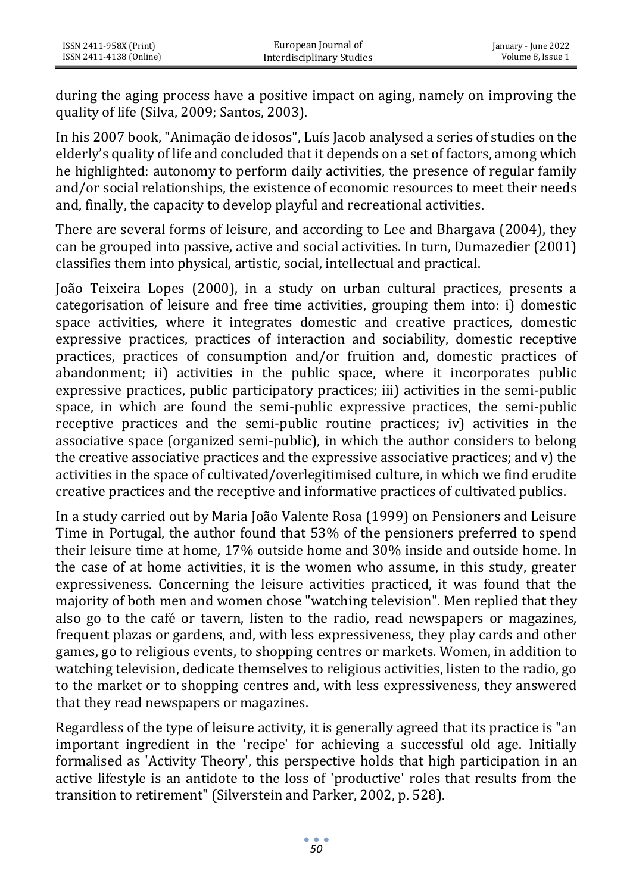during the aging process have a positive impact on aging, namely on improving the quality of life (Silva, 2009; Santos, 2003).

In his 2007 book, "Animação de idosos", Luís Jacob analysed a series of studies on the elderly's quality of life and concluded that it depends on a set of factors, among which he highlighted: autonomy to perform daily activities, the presence of regular family and/or social relationships, the existence of economic resources to meet their needs and, finally, the capacity to develop playful and recreational activities.

There are several forms of leisure, and according to Lee and Bhargava (2004), they can be grouped into passive, active and social activities. In turn, Dumazedier (2001) classifies them into physical, artistic, social, intellectual and practical.

João Teixeira Lopes (2000), in a study on urban cultural practices, presents a categorisation of leisure and free time activities, grouping them into: i) domestic space activities, where it integrates domestic and creative practices, domestic expressive practices, practices of interaction and sociability, domestic receptive practices, practices of consumption and/or fruition and, domestic practices of abandonment; ii) activities in the public space, where it incorporates public expressive practices, public participatory practices; iii) activities in the semi-public space, in which are found the semi-public expressive practices, the semi-public receptive practices and the semi-public routine practices; iv) activities in the associative space (organized semi-public), in which the author considers to belong the creative associative practices and the expressive associative practices; and v) the activities in the space of cultivated/overlegitimised culture, in which we find erudite creative practices and the receptive and informative practices of cultivated publics.

In a study carried out by Maria João Valente Rosa (1999) on Pensioners and Leisure Time in Portugal, the author found that 53% of the pensioners preferred to spend their leisure time at home, 17% outside home and 30% inside and outside home. In the case of at home activities, it is the women who assume, in this study, greater expressiveness. Concerning the leisure activities practiced, it was found that the majority of both men and women chose "watching television". Men replied that they also go to the café or tavern, listen to the radio, read newspapers or magazines, frequent plazas or gardens, and, with less expressiveness, they play cards and other games, go to religious events, to shopping centres or markets. Women, in addition to watching television, dedicate themselves to religious activities, listen to the radio, go to the market or to shopping centres and, with less expressiveness, they answered that they read newspapers or magazines.

Regardless of the type of leisure activity, it is generally agreed that its practice is "an important ingredient in the 'recipe' for achieving a successful old age. Initially formalised as 'Activity Theory', this perspective holds that high participation in an active lifestyle is an antidote to the loss of 'productive' roles that results from the transition to retirement" (Silverstein and Parker, 2002, p. 528).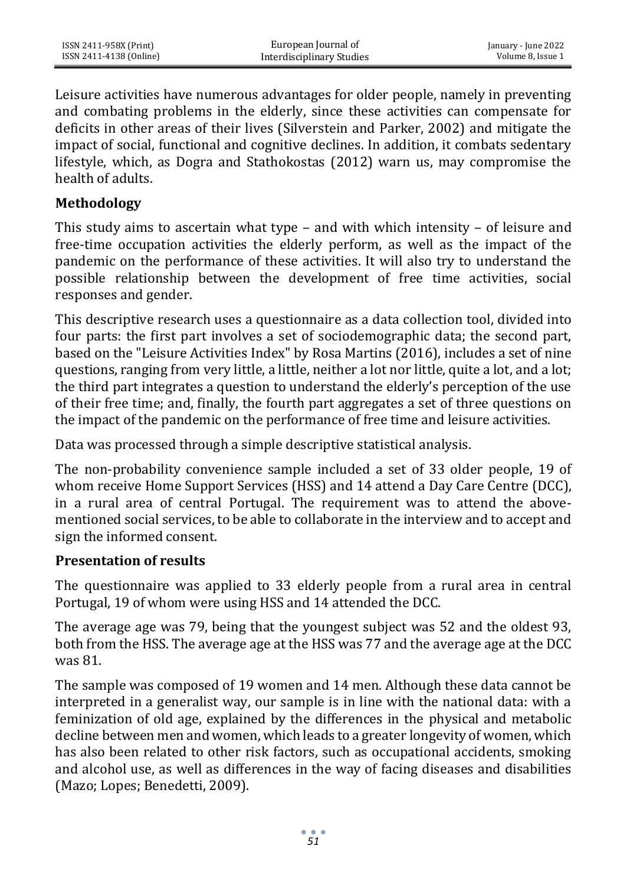Leisure activities have numerous advantages for older people, namely in preventing and combating problems in the elderly, since these activities can compensate for deficits in other areas of their lives (Silverstein and Parker, 2002) and mitigate the impact of social, functional and cognitive declines. In addition, it combats sedentary lifestyle, which, as Dogra and Stathokostas (2012) warn us, may compromise the health of adults.

## Methodology

This study aims to ascertain what type – and with which intensity – of leisure and free-time occupation activities the elderly perform, as well as the impact of the pandemic on the performance of these activities. It will also try to understand the possible relationship between the development of free time activities, social responses and gender.

This descriptive research uses a questionnaire as a data collection tool, divided into four parts: the first part involves a set of sociodemographic data; the second part, based on the "Leisure Activities Index" by Rosa Martins (2016), includes a set of nine questions, ranging from very little, a little, neither a lot nor little, quite a lot, and a lot; the third part integrates a question to understand the elderly's perception of the use of their free time; and, finally, the fourth part aggregates a set of three questions on the impact of the pandemic on the performance of free time and leisure activities.

Data was processed through a simple descriptive statistical analysis.

The non-probability convenience sample included a set of 33 older people, 19 of whom receive Home Support Services (HSS) and 14 attend a Day Care Centre (DCC), in a rural area of central Portugal. The requirement was to attend the above-mentioned social services, to be able to collaborate in the interview and to accept and sign the informed consent.

## Presentation of results

The questionnaire was applied to 33 elderly people from a rural area in central Portugal, 19 of whom were using HSS and 14 attended the DCC.

The average age was 79, being that the youngest subject was 52 and the oldest 93, both from the HSS. The average age at the HSS was 77 and the average age at the DCC was 81.

The sample was composed of 19 women and 14 men. Although these data cannot be interpreted in a generalist way, our sample is in line with the national data: with a feminization of old age, explained by the differences in the physical and metabolic decline between men and women, which leads to a greater longevity of women, which has also been related to other risk factors, such as occupational accidents, smoking and alcohol use, as well as differences in the way of facing diseases and disabilities (Mazo; Lopes; Benedetti, 2009).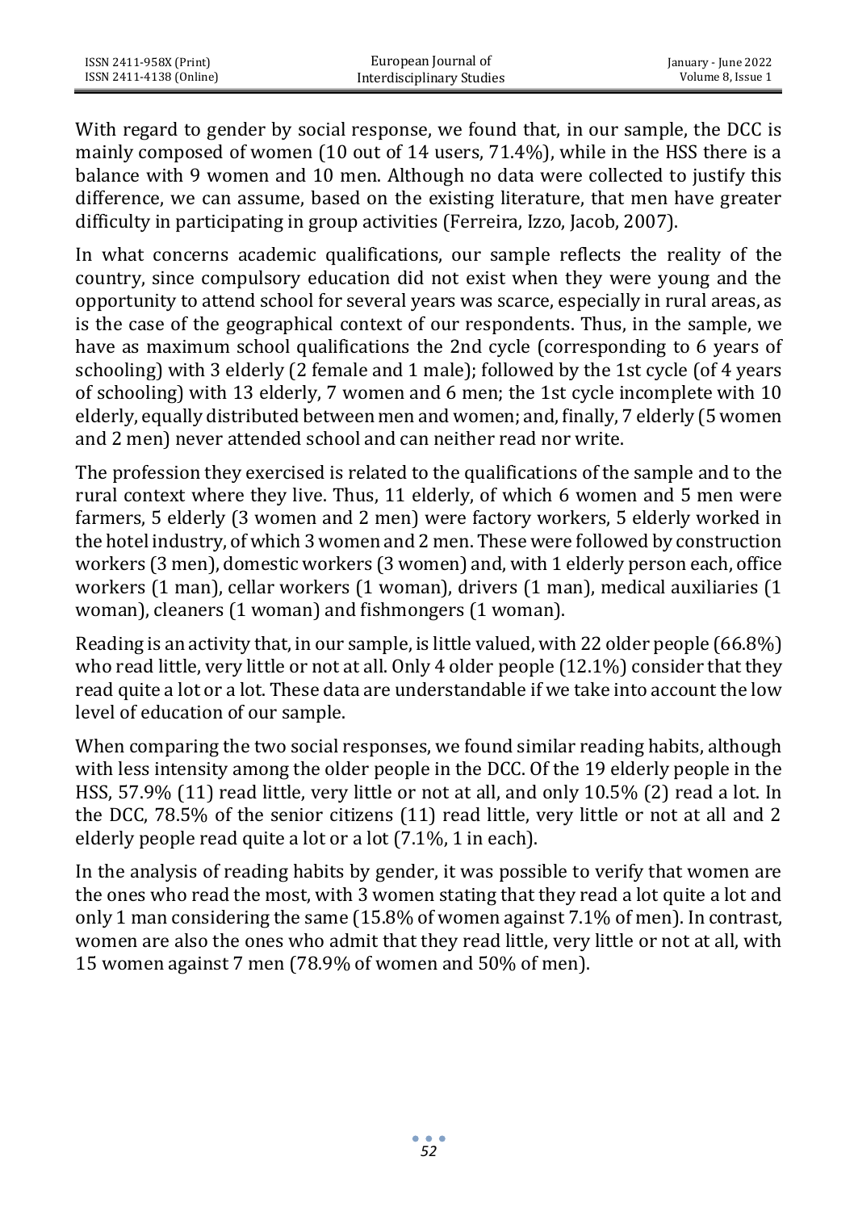With regard to gender by social response, we found that, in our sample, the DCC is mainly composed of women (10 out of 14 users, 71.4%), while in the HSS there is a balance with 9 women and 10 men. Although no data were collected to justify this difference, we can assume, based on the existing literature, that men have greater difficulty in participating in group activities (Ferreira, Izzo, Jacob, 2007).

In what concerns academic qualifications, our sample reflects the reality of the country, since compulsory education did not exist when they were young and the opportunity to attend school for several years was scarce, especially in rural areas, as is the case of the geographical context of our respondents. Thus, in the sample, we have as maximum school qualifications the 2nd cycle (corresponding to 6 years of schooling) with 3 elderly (2 female and 1 male); followed by the 1st cycle (of 4 years of schooling) with 13 elderly, 7 women and 6 men; the 1st cycle incomplete with 10 elderly, equally distributed between men and women; and, finally, 7 elderly (5 women and 2 men) never attended school and can neither read nor write.

The profession they exercised is related to the qualifications of the sample and to the rural context where they live. Thus, 11 elderly, of which 6 women and 5 men were farmers, 5 elderly (3 women and 2 men) were factory workers, 5 elderly worked in the hotel industry, of which 3 women and 2 men. These were followed by construction workers (3 men), domestic workers (3 women) and, with 1 elderly person each, office workers (1 man), cellar workers (1 woman), drivers (1 man), medical auxiliaries (1 woman), cleaners (1 woman) and fishmongers (1 woman).

Reading is an activity that, in our sample, is little valued, with 22 older people (66.8%) who read little, very little or not at all. Only 4 older people (12.1%) consider that they read quite a lot or a lot. These data are understandable if we take into account the low level of education of our sample.

When comparing the two social responses, we found similar reading habits, although with less intensity among the older people in the DCC. Of the 19 elderly people in the HSS, 57.9% (11) read little, very little or not at all, and only 10.5% (2) read a lot. In the DCC, 78.5% of the senior citizens (11) read little, very little or not at all and 2 elderly people read quite a lot or a lot (7.1%, 1 in each).

In the analysis of reading habits by gender, it was possible to verify that women are the ones who read the most, with 3 women stating that they read a lot quite a lot and only 1 man considering the same (15.8% of women against 7.1% of men). In contrast, women are also the ones who admit that they read little, very little or not at all, with 15 women against 7 men (78.9% of women and 50% of men).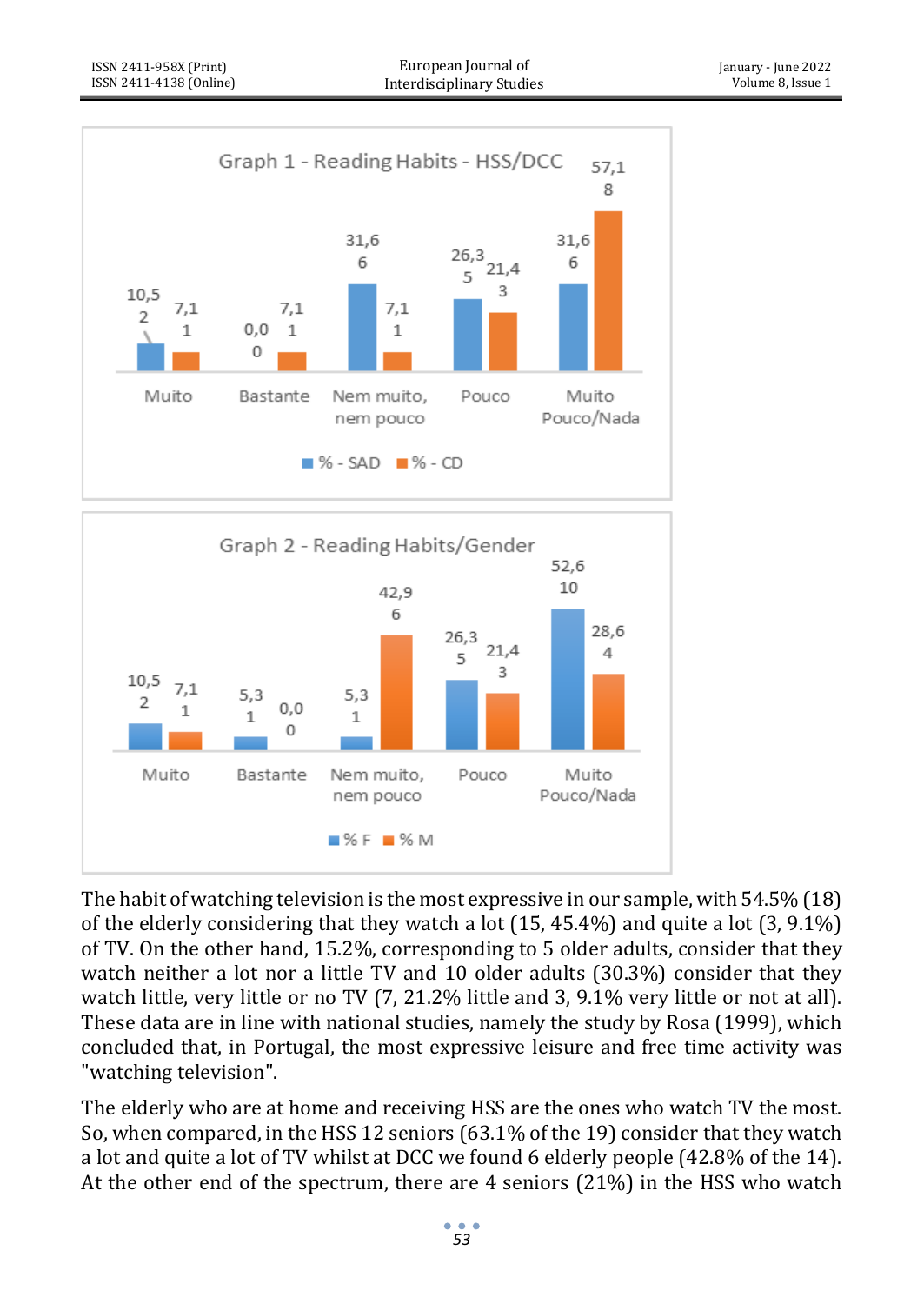Graph 1 - Reading Habits - HSS/DCC

| | % - SAD | % - CD |
|---|---|---|
| Muito | 10,52 | 7,11 |
| Bastante | 0,00 | 7,11 |
| Nem muito, nem pouco | 31,66 | 7,11 |
| Pouco | 26,35 | 21,43 |
| Muito Pouco/Nada | 31,66 | 57,18 |

Graph 2 - Reading Habits/Gender

| | % F | % M |
|---|---|---|
| Muito | 10,52 | 7,11 |
| Bastante | 5,31 | 0,00 |
| Nem muito, nem pouco | 5,31 | 42,96 |
| Pouco | 26,35 | 21,43 |
| Muito Pouco/Nada | 52,610 | 28,64 |

The habit of watching television is the most expressive in our sample, with 54.5% (18) of the elderly considering that they watch a lot (15, 45.4%) and quite a lot (3, 9.1%) of TV. On the other hand, 15.2%, corresponding to 5 older adults, consider that they watch neither a lot nor a little TV and 10 older adults (30.3%) consider that they watch little, very little or no TV (7, 21.2% little and 3, 9.1% very little or not at all). These data are in line with national studies, namely the study by Rosa (1999), which concluded that, in Portugal, the most expressive leisure and free time activity was "watching television".

The elderly who are at home and receiving HSS are the ones who watch TV the most. So, when compared, in the HSS 12 seniors (63.1% of the 19) consider that they watch a lot and quite a lot of TV whilst at DCC we found 6 elderly people (42.8% of the 14). At the other end of the spectrum, there are 4 seniors (21%) in the HSS who watch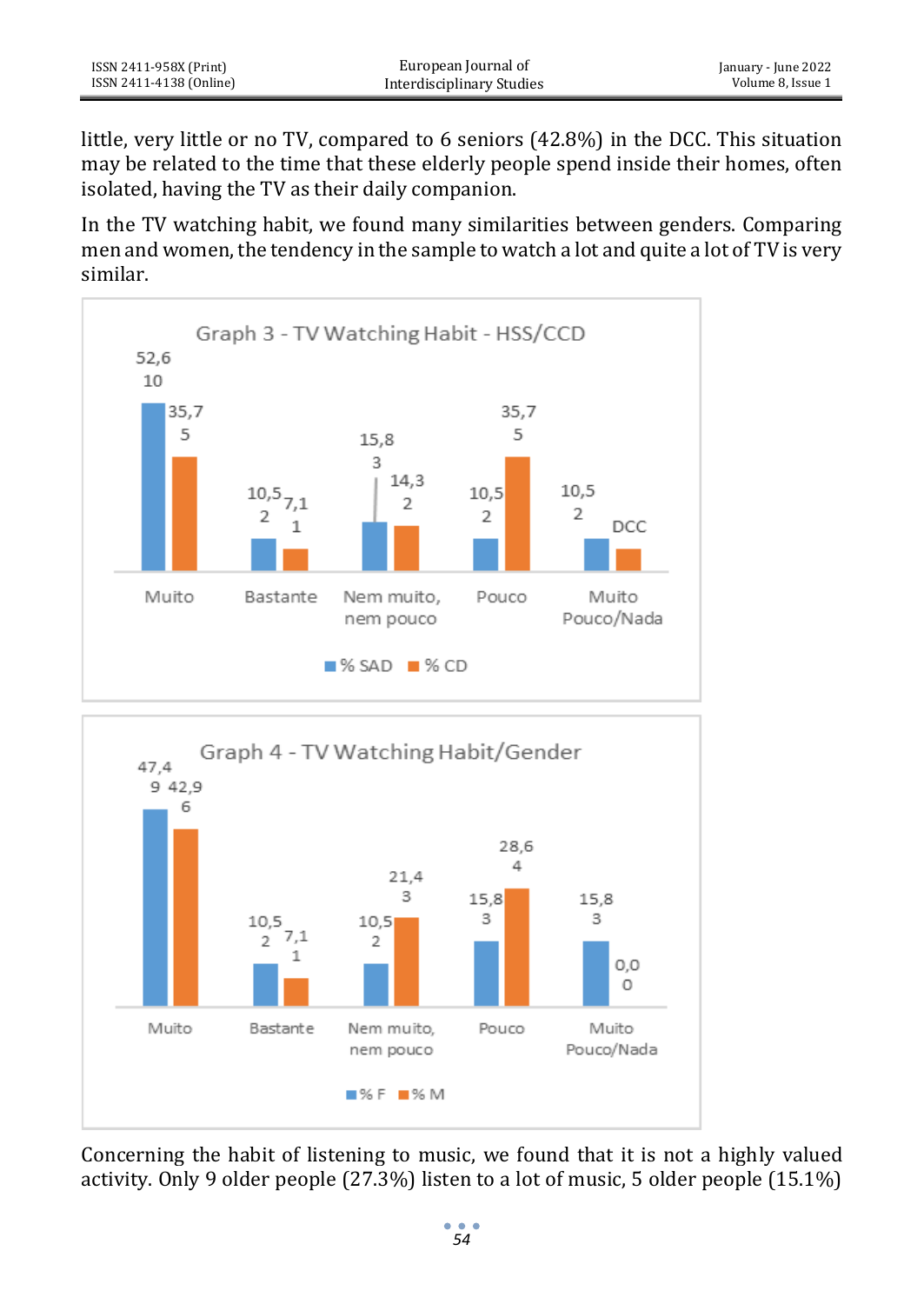little, very little or no TV, compared to 6 seniors (42.8%) in the DCC. This situation may be related to the time that these elderly people spend inside their homes, often isolated, having the TV as their daily companion.

In the TV watching habit, we found many similarities between genders. Comparing men and women, the tendency in the sample to watch a lot and quite a lot of TV is very similar.

Graph 3 - TV Watching Habit - HSS/CCD

| | Muito | Bastante | Nem muito, nem pouco | Pouco | Muito Pouco/Nada |
|---|---|---|---|---|---|
| % SAD | 52,6 (10) | 10,5 (2) | 15,8 (3) | 10,5 (2) | 10,5 (2) |
| % CD | 35,7 (5) | 7,1 (1) | 14,3 (2) | 35,7 (5) | DCC |

Graph 4 - TV Watching Habit/Gender

| | Muito | Bastante | Nem muito, nem pouco | Pouco | Muito Pouco/Nada |
|---|---|---|---|---|---|
| % F | 47,4 (9) | 10,5 (2) | 10,5 (2) | 15,8 (3) | 15,8 (3) |
| % M | 42,9 (6) | 7,1 (1) | 21,4 (3) | 28,6 (4) | 0,0 (0) |

Concerning the habit of listening to music, we found that it is not a highly valued activity. Only 9 older people (27.3%) listen to a lot of music, 5 older people (15.1%)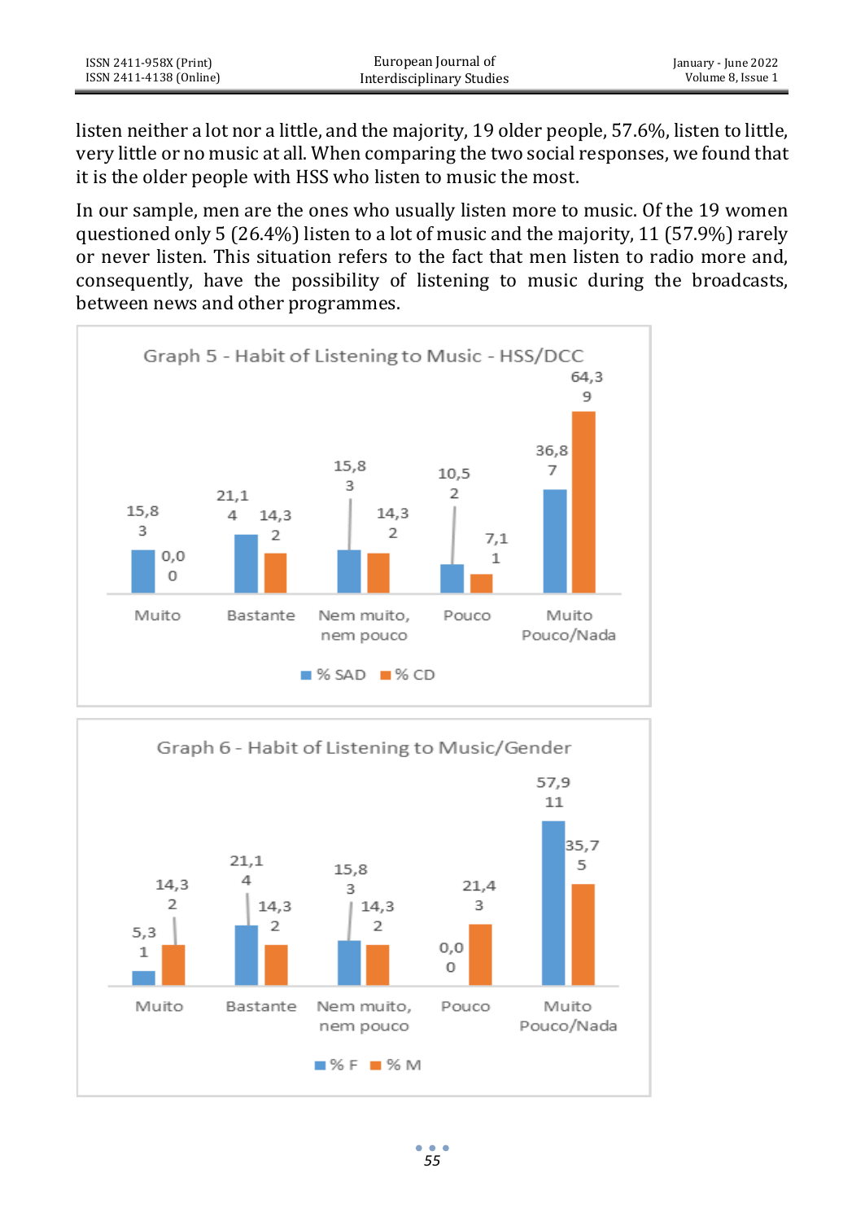listen neither a lot nor a little, and the majority, 19 older people, 57.6%, listen to little, very little or no music at all. When comparing the two social responses, we found that it is the older people with HSS who listen to music the most.

In our sample, men are the ones who usually listen more to music. Of the 19 women questioned only 5 (26.4%) listen to a lot of music and the majority, 11 (57.9%) rarely or never listen. This situation refers to the fact that men listen to radio more and, consequently, have the possibility of listening to music during the broadcasts, between news and other programmes.

Graph 5 - Habit of Listening to Music - HSS/DCC

| | % SAD | % CD |
|---|---|---|
| Muito | 15,8 (3) | 0,0 (0) |
| Bastante | 21,1 (4) | 14,3 (2) |
| Nem muito, nem pouco | 15,8 (3) | 14,3 (2) |
| Pouco | 10,5 (2) | 7,1 (1) |
| Muito Pouco/Nada | 36,8 (7) | 64,3 (9) |

Graph 6 - Habit of Listening to Music/Gender

| | % F | % M |
|---|---|---|
| Muito | 5,3 (1) | 14,3 (2) |
| Bastante | 21,1 (4) | 14,3 (2) |
| Nem muito, nem pouco | 15,8 (3) | 14,3 (2) |
| Pouco | 0,0 (0) | 21,4 (3) |
| Muito Pouco/Nada | 57,9 (11) | 35,7 (5) |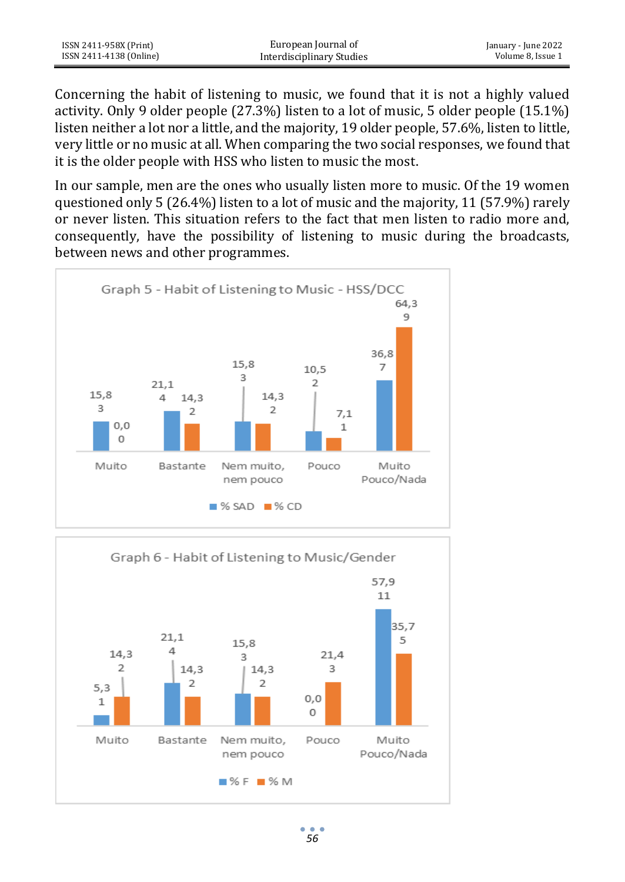Concerning the habit of listening to music, we found that it is not a highly valued activity. Only 9 older people (27.3%) listen to a lot of music, 5 older people (15.1%) listen neither a lot nor a little, and the majority, 19 older people, 57.6%, listen to little, very little or no music at all. When comparing the two social responses, we found that it is the older people with HSS who listen to music the most.

In our sample, men are the ones who usually listen more to music. Of the 19 women questioned only 5 (26.4%) listen to a lot of music and the majority, 11 (57.9%) rarely or never listen. This situation refers to the fact that men listen to radio more and, consequently, have the possibility of listening to music during the broadcasts, between news and other programmes.

Graph 5 - Habit of Listening to Music - HSS/DCC

| | Muito | Bastante | Nem muito, nem pouco | Pouco | Muito Pouco/Nada |
|---|---|---|---|---|---|
| % SAD | 15,8 (3) | 21,1 (4) | 15,8 (3) | 10,5 (2) | 36,8 (7) |
| % CD | 0,0 (0) | 14,3 (2) | 14,3 (2) | 7,1 (1) | 64,3 (9) |

Graph 6 - Habit of Listening to Music/Gender

| | Muito | Bastante | Nem muito, nem pouco | Pouco | Muito Pouco/Nada |
|---|---|---|---|---|---|
| % F | 5,3 (1) | 21,1 (4) | 15,8 (3) | 0,0 (0) | 57,9 (11) |
| % M | 14,3 (2) | 14,3 (2) | 14,3 (2) | 21,4 (3) | 35,7 (5) |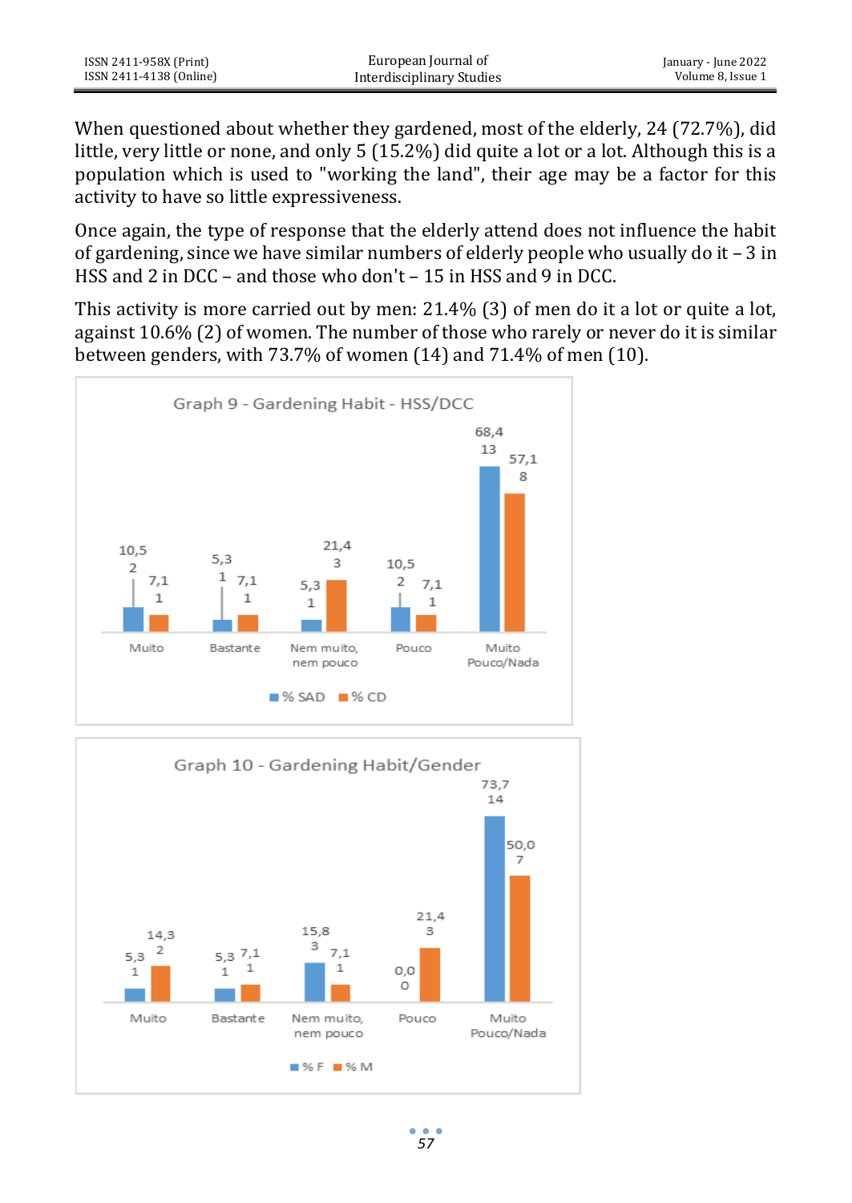When questioned about whether they gardened, most of the elderly, 24 (72.7%), did little, very little or none, and only 5 (15.2%) did quite a lot or a lot. Although this is a population which is used to "working the land", their age may be a factor for this activity to have so little expressiveness.

Once again, the type of response that the elderly attend does not influence the habit of gardening, since we have similar numbers of elderly people who usually do it – 3 in HSS and 2 in DCC – and those who don't – 15 in HSS and 9 in DCC.

This activity is more carried out by men: 21.4% (3) of men do it a lot or quite a lot, against 10.6% (2) of women. The number of those who rarely or never do it is similar between genders, with 73.7% of women (14) and 71.4% of men (10).

Graph 9 - Gardening Habit - HSS/DCC

| | % SAD | % CD |
|---|---|---|
| Muito | 10,5 (2) | 7,1 (1) |
| Bastante | 5,3 (1) | 7,1 (1) |
| Nem muito, nem pouco | 5,3 (1) | 21,4 (3) |
| Pouco | 10,5 (2) | 7,1 (1) |
| Muito Pouco/Nada | 68,4 (13) | 57,1 (8) |

Graph 10 - Gardening Habit/Gender

| | % F | % M |
|---|---|---|
| Muito | 5,3 (1) | 14,3 (2) |
| Bastante | 5,3 (1) | 7,1 (1) |
| Nem muito, nem pouco | 15,8 (3) | 7,1 (1) |
| Pouco | 0,0 (0) | 21,4 (3) |
| Muito Pouco/Nada | 73,7 (14) | 50,0 (7) |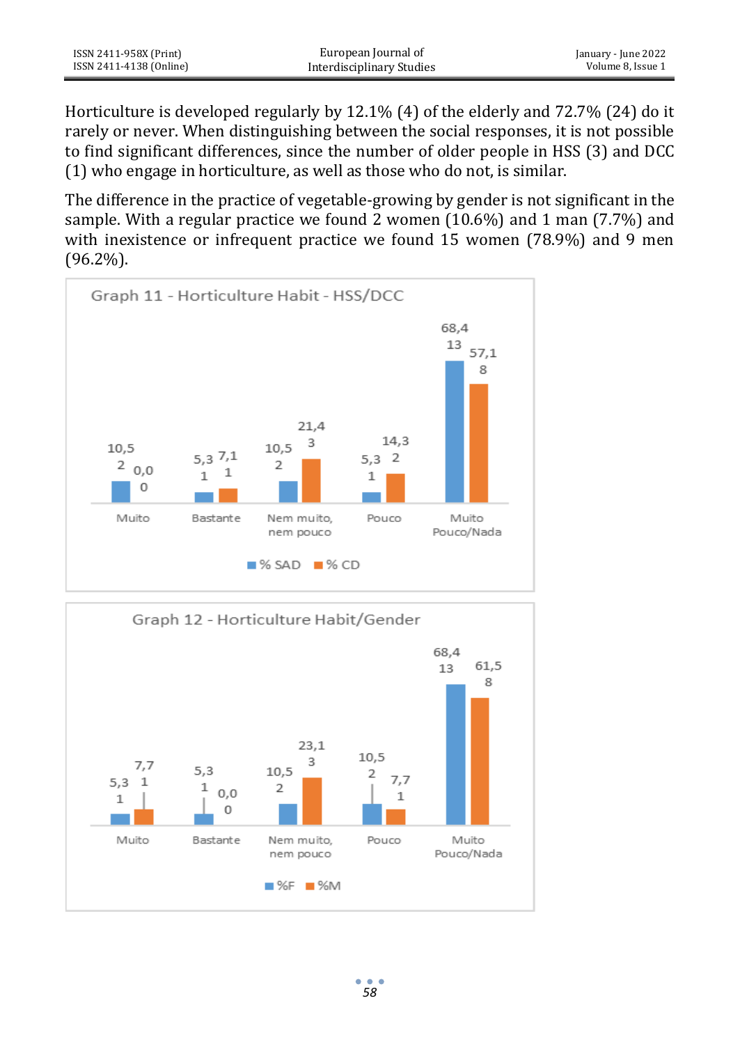Horticulture is developed regularly by 12.1% (4) of the elderly and 72.7% (24) do it rarely or never. When distinguishing between the social responses, it is not possible to find significant differences, since the number of older people in HSS (3) and DCC (1) who engage in horticulture, as well as those who do not, is similar.

The difference in the practice of vegetable-growing by gender is not significant in the sample. With a regular practice we found 2 women (10.6%) and 1 man (7.7%) and with inexistence or infrequent practice we found 15 women (78.9%) and 9 men (96.2%).

Graph 11 - Horticulture Habit - HSS/DCC

| | % SAD | % CD |
|---|---|---|
| Muito | 10,5 (2) | 0,0 (0) |
| Bastante | 5,3 (1) | 7,1 (1) |
| Nem muito, nem pouco | 10,5 (2) | 21,4 (3) |
| Pouco | 5,3 (1) | 14,3 (2) |
| Muito Pouco/Nada | 68,4 (13) | 57,1 (8) |

Graph 12 - Horticulture Habit/Gender

| | %F | %M |
|---|---|---|
| Muito | 5,3 (1) | 7,7 (1) |
| Bastante | 5,3 (1) | 0,0 (0) |
| Nem muito, nem pouco | 10,5 (2) | 23,1 (3) |
| Pouco | 10,5 (2) | 7,7 (1) |
| Muito Pouco/Nada | 68,4 (13) | 61,5 (8) |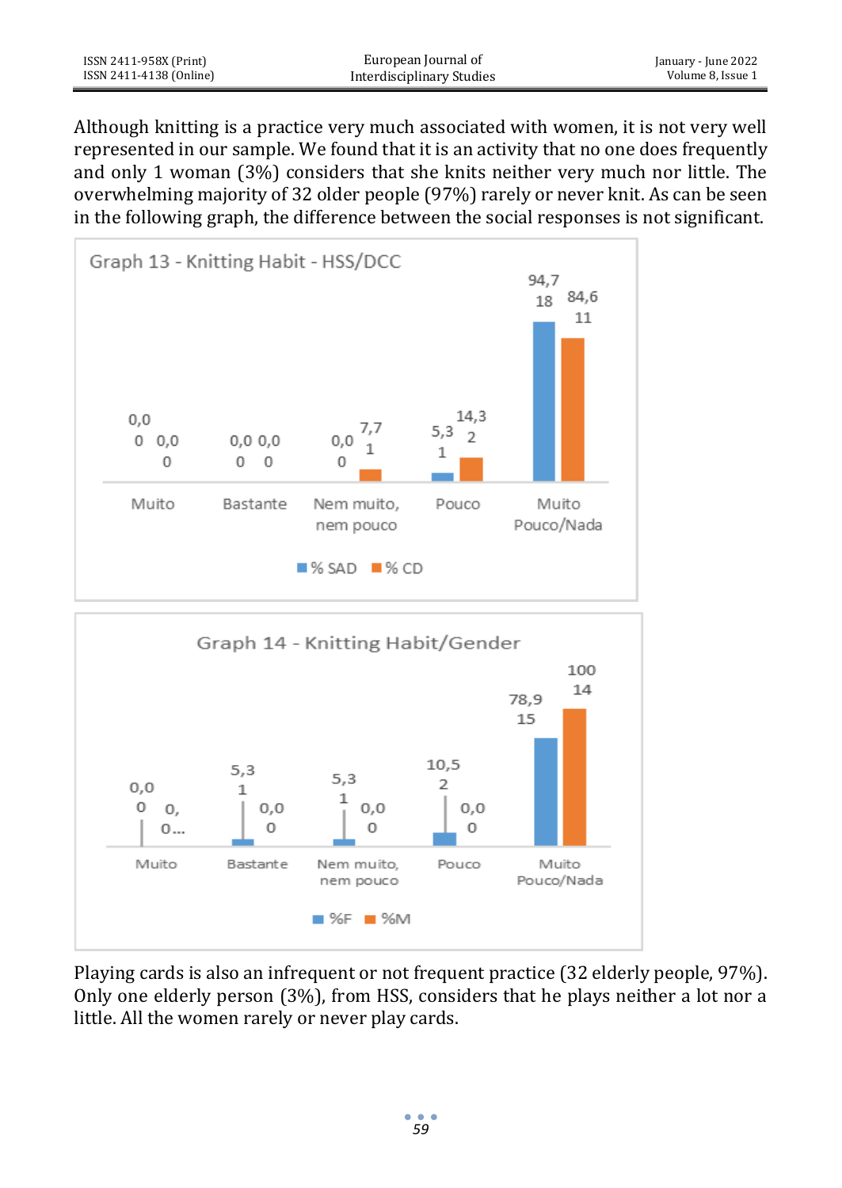Although knitting is a practice very much associated with women, it is not very well represented in our sample. We found that it is an activity that no one does frequently and only 1 woman (3%) considers that she knits neither very much nor little. The overwhelming majority of 32 older people (97%) rarely or never knit. As can be seen in the following graph, the difference between the social responses is not significant.

Graph 13 - Knitting Habit - HSS/DCC

Graph 14 - Knitting Habit/Gender

Playing cards is also an infrequent or not frequent practice (32 elderly people, 97%). Only one elderly person (3%), from HSS, considers that he plays neither a lot nor a little. All the women rarely or never play cards.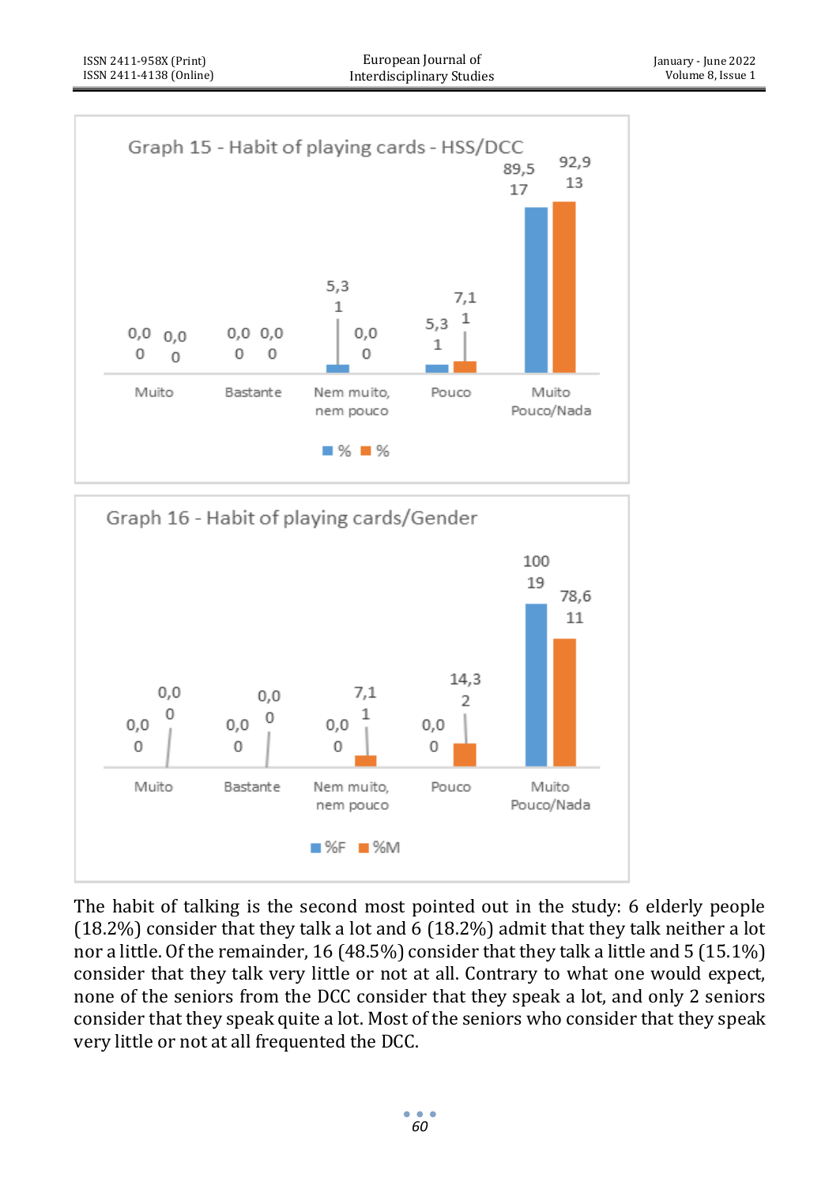Graph 15 - Habit of playing cards - HSS/DCC

| | % | % |
|---|---|---|
| Muito | 0,0 (0) | 0,0 (0) |
| Bastante | 0,0 (0) | 0,0 (0) |
| Nem muito, nem pouco | 5,3 (1) | 0,0 (0) |
| Pouco | 5,3 (1) | 7,1 (1) |
| Muito Pouco/Nada | 89,5 (17) | 92,9 (13) |

Graph 16 - Habit of playing cards/Gender

| | %F | %M |
|---|---|---|
| Muito | 0,0 (0) | 0,0 (0) |
| Bastante | 0,0 (0) | 0,0 (0) |
| Nem muito, nem pouco | 0,0 (0) | 7,1 (1) |
| Pouco | 0,0 (0) | 14,3 (2) |
| Muito Pouco/Nada | 100 (19) | 78,6 (11) |

The habit of talking is the second most pointed out in the study: 6 elderly people (18.2%) consider that they talk a lot and 6 (18.2%) admit that they talk neither a lot nor a little. Of the remainder, 16 (48.5%) consider that they talk a little and 5 (15.1%) consider that they talk very little or not at all. Contrary to what one would expect, none of the seniors from the DCC consider that they speak a lot, and only 2 seniors consider that they speak quite a lot. Most of the seniors who consider that they speak very little or not at all frequented the DCC.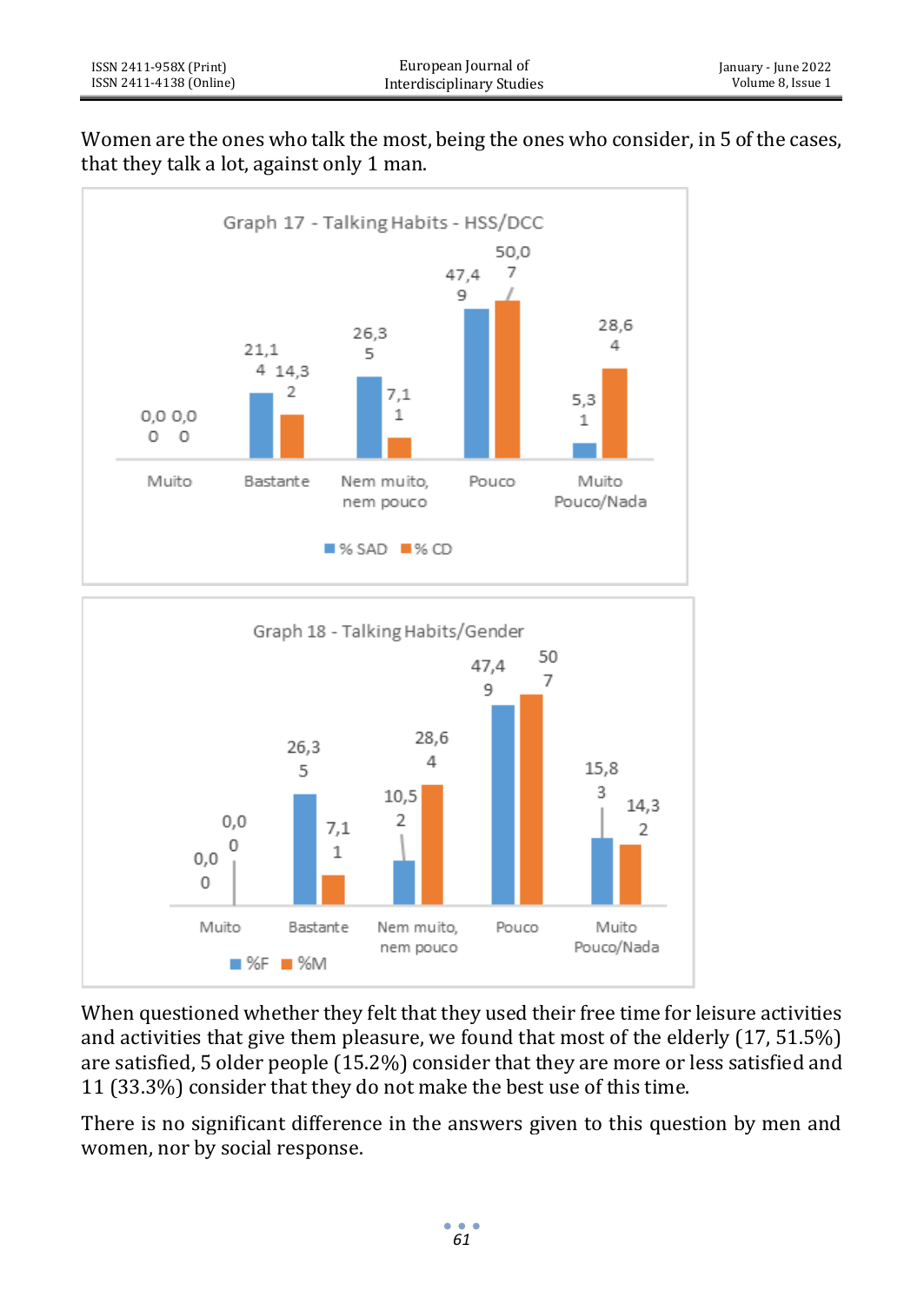Women are the ones who talk the most, being the ones who consider, in 5 of the cases, that they talk a lot, against only 1 man.

**Graph 17 - Talking Habits - HSS/DCC**

| | % SAD | % CD |
|---|---|---|
| Muito | 0,0 (0) | 0,0 (0) |
| Bastante | 21,1 (4) | 14,3 (2) |
| Nem muito, nem pouco | 26,3 (5) | 7,1 (1) |
| Pouco | 47,4 (9) | 50,0 (7) |
| Muito Pouco/Nada | 5,3 (1) | 28,6 (4) |

**Graph 18 - Talking Habits/Gender**

| | %F | %M |
|---|---|---|
| Muito | 0,0 (0) | 0,0 (0) |
| Bastante | 26,3 (5) | 7,1 (1) |
| Nem muito, nem pouco | 10,5 (2) | 28,6 (4) |
| Pouco | 47,4 (9) | 50 (7) |
| Muito Pouco/Nada | 15,8 (3) | 14,3 (2) |

When questioned whether they felt that they used their free time for leisure activities and activities that give them pleasure, we found that most of the elderly (17, 51.5%) are satisfied, 5 older people (15.2%) consider that they are more or less satisfied and 11 (33.3%) consider that they do not make the best use of this time.

There is no significant difference in the answers given to this question by men and women, nor by social response.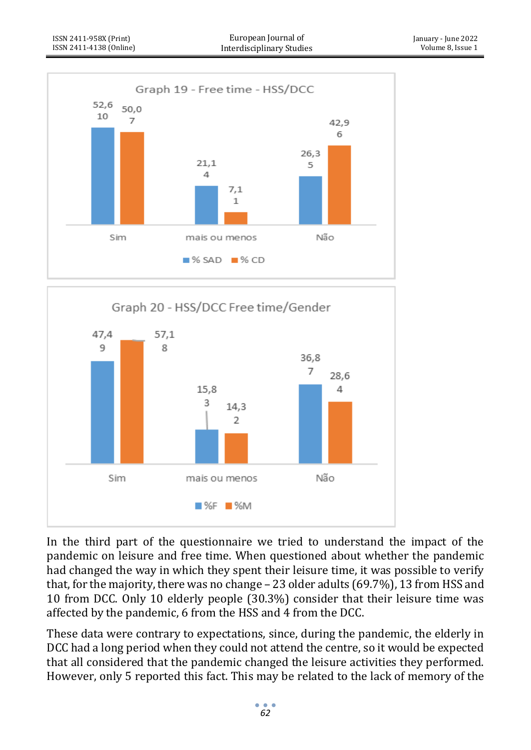**Graph 19 - Free time - HSS/DCC**

| | % SAD | % CD |
|---|---|---|
| Sim | 52,6 (10) | 50,0 (7) |
| mais ou menos | 21,1 (4) | 7,1 (1) |
| Não | 26,3 (5) | 42,9 (6) |

**Graph 20 - HSS/DCC Free time/Gender**

| | %F | %M |
|---|---|---|
| Sim | 47,4 (9) | 57,1 (8) |
| mais ou menos | 15,8 (3) | 14,3 (2) |
| Não | 36,8 (7) | 28,6 (4) |

In the third part of the questionnaire we tried to understand the impact of the pandemic on leisure and free time. When questioned about whether the pandemic had changed the way in which they spent their leisure time, it was possible to verify that, for the majority, there was no change – 23 older adults (69.7%), 13 from HSS and 10 from DCC. Only 10 elderly people (30.3%) consider that their leisure time was affected by the pandemic, 6 from the HSS and 4 from the DCC.

These data were contrary to expectations, since, during the pandemic, the elderly in DCC had a long period when they could not attend the centre, so it would be expected that all considered that the pandemic changed the leisure activities they performed. However, only 5 reported this fact. This may be related to the lack of memory of the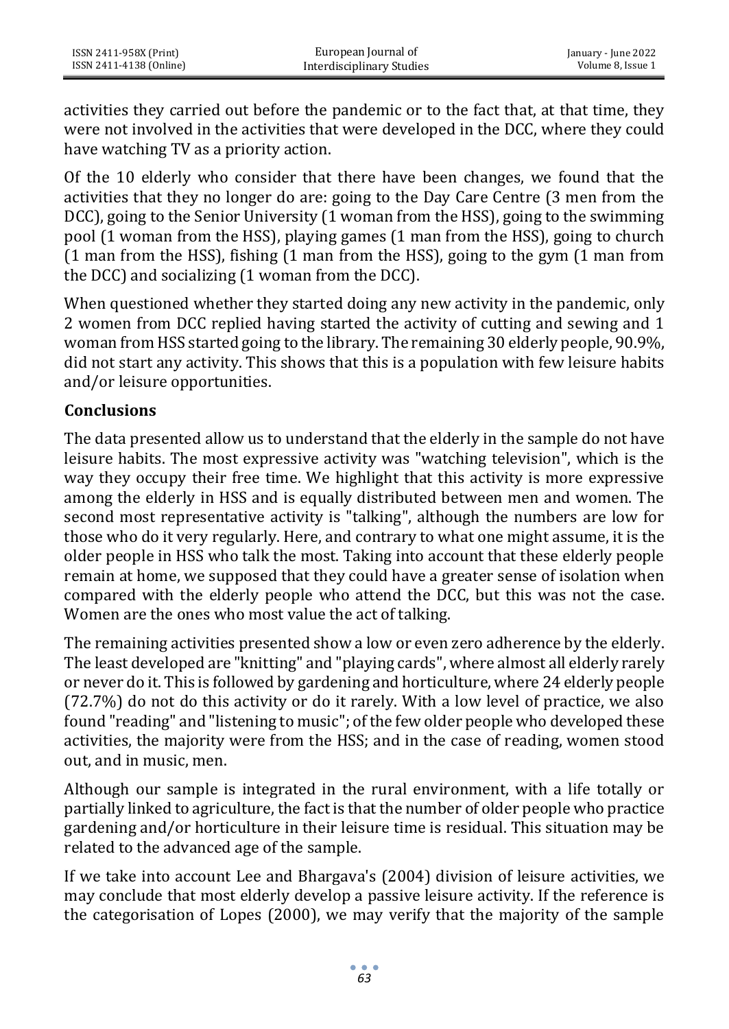activities they carried out before the pandemic or to the fact that, at that time, they were not involved in the activities that were developed in the DCC, where they could have watching TV as a priority action.

Of the 10 elderly who consider that there have been changes, we found that the activities that they no longer do are: going to the Day Care Centre (3 men from the DCC), going to the Senior University (1 woman from the HSS), going to the swimming pool (1 woman from the HSS), playing games (1 man from the HSS), going to church (1 man from the HSS), fishing (1 man from the HSS), going to the gym (1 man from the DCC) and socializing (1 woman from the DCC).

When questioned whether they started doing any new activity in the pandemic, only 2 women from DCC replied having started the activity of cutting and sewing and 1 woman from HSS started going to the library. The remaining 30 elderly people, 90.9%, did not start any activity. This shows that this is a population with few leisure habits and/or leisure opportunities.

## Conclusions

The data presented allow us to understand that the elderly in the sample do not have leisure habits. The most expressive activity was "watching television", which is the way they occupy their free time. We highlight that this activity is more expressive among the elderly in HSS and is equally distributed between men and women. The second most representative activity is "talking", although the numbers are low for those who do it very regularly. Here, and contrary to what one might assume, it is the older people in HSS who talk the most. Taking into account that these elderly people remain at home, we supposed that they could have a greater sense of isolation when compared with the elderly people who attend the DCC, but this was not the case. Women are the ones who most value the act of talking.

The remaining activities presented show a low or even zero adherence by the elderly. The least developed are "knitting" and "playing cards", where almost all elderly rarely or never do it. This is followed by gardening and horticulture, where 24 elderly people (72.7%) do not do this activity or do it rarely. With a low level of practice, we also found "reading" and "listening to music"; of the few older people who developed these activities, the majority were from the HSS; and in the case of reading, women stood out, and in music, men.

Although our sample is integrated in the rural environment, with a life totally or partially linked to agriculture, the fact is that the number of older people who practice gardening and/or horticulture in their leisure time is residual. This situation may be related to the advanced age of the sample.

If we take into account Lee and Bhargava's (2004) division of leisure activities, we may conclude that most elderly develop a passive leisure activity. If the reference is the categorisation of Lopes (2000), we may verify that the majority of the sample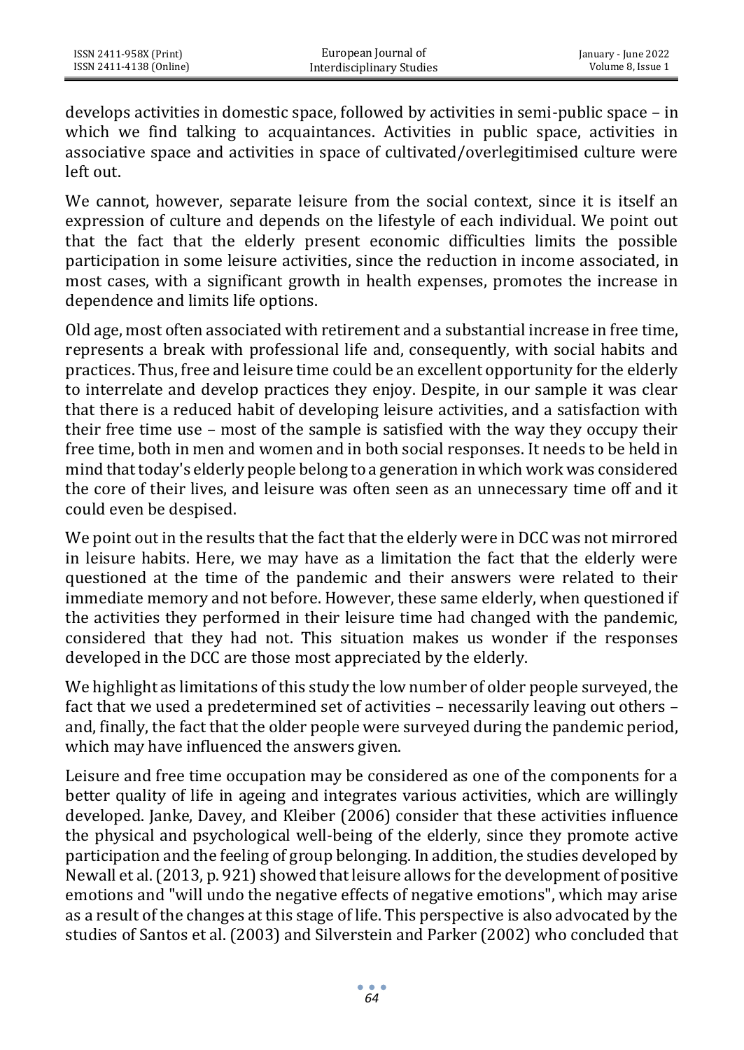develops activities in domestic space, followed by activities in semi-public space – in which we find talking to acquaintances. Activities in public space, activities in associative space and activities in space of cultivated/overlegitimised culture were left out.

We cannot, however, separate leisure from the social context, since it is itself an expression of culture and depends on the lifestyle of each individual. We point out that the fact that the elderly present economic difficulties limits the possible participation in some leisure activities, since the reduction in income associated, in most cases, with a significant growth in health expenses, promotes the increase in dependence and limits life options.

Old age, most often associated with retirement and a substantial increase in free time, represents a break with professional life and, consequently, with social habits and practices. Thus, free and leisure time could be an excellent opportunity for the elderly to interrelate and develop practices they enjoy. Despite, in our sample it was clear that there is a reduced habit of developing leisure activities, and a satisfaction with their free time use – most of the sample is satisfied with the way they occupy their free time, both in men and women and in both social responses. It needs to be held in mind that today's elderly people belong to a generation in which work was considered the core of their lives, and leisure was often seen as an unnecessary time off and it could even be despised.

We point out in the results that the fact that the elderly were in DCC was not mirrored in leisure habits. Here, we may have as a limitation the fact that the elderly were questioned at the time of the pandemic and their answers were related to their immediate memory and not before. However, these same elderly, when questioned if the activities they performed in their leisure time had changed with the pandemic, considered that they had not. This situation makes us wonder if the responses developed in the DCC are those most appreciated by the elderly.

We highlight as limitations of this study the low number of older people surveyed, the fact that we used a predetermined set of activities – necessarily leaving out others – and, finally, the fact that the older people were surveyed during the pandemic period, which may have influenced the answers given.

Leisure and free time occupation may be considered as one of the components for a better quality of life in ageing and integrates various activities, which are willingly developed. Janke, Davey, and Kleiber (2006) consider that these activities influence the physical and psychological well-being of the elderly, since they promote active participation and the feeling of group belonging. In addition, the studies developed by Newall et al. (2013, p. 921) showed that leisure allows for the development of positive emotions and "will undo the negative effects of negative emotions", which may arise as a result of the changes at this stage of life. This perspective is also advocated by the studies of Santos et al. (2003) and Silverstein and Parker (2002) who concluded that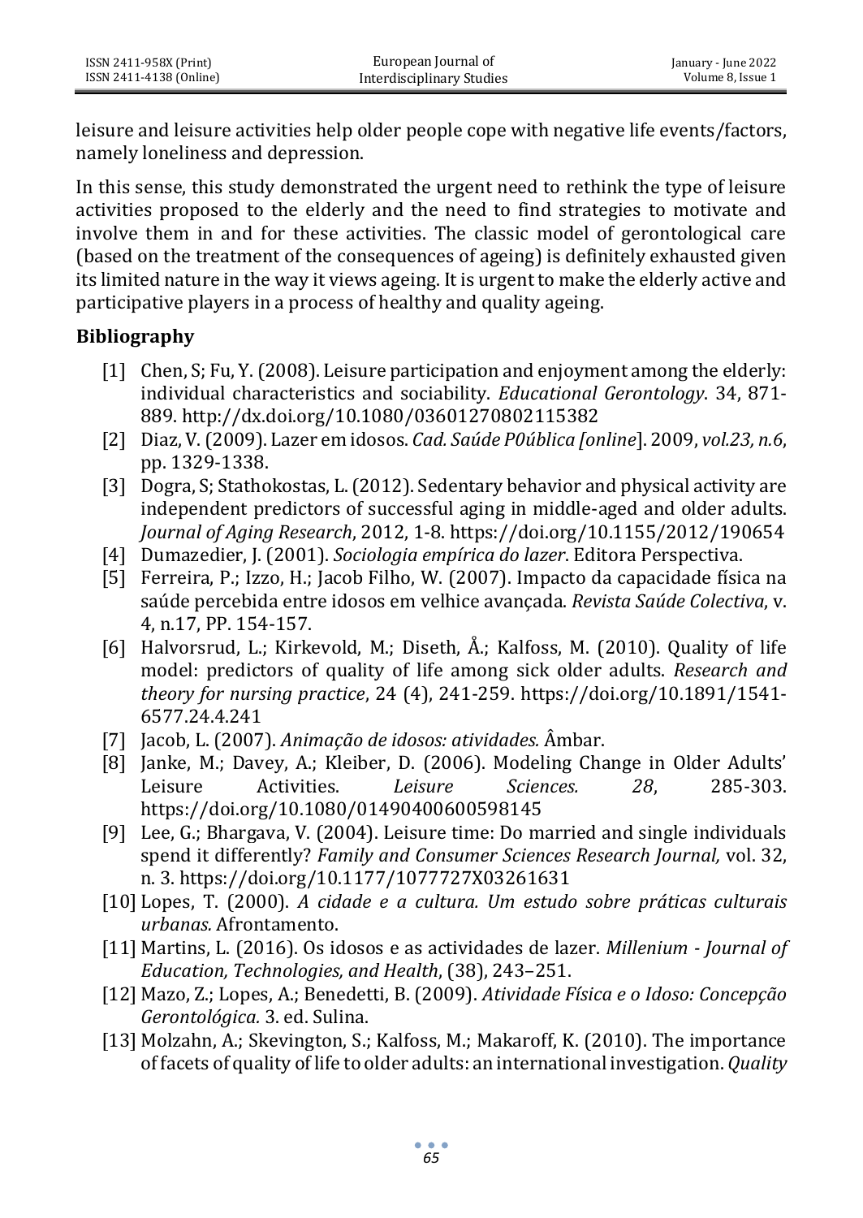leisure and leisure activities help older people cope with negative life events/factors, namely loneliness and depression.

In this sense, this study demonstrated the urgent need to rethink the type of leisure activities proposed to the elderly and the need to find strategies to motivate and involve them in and for these activities. The classic model of gerontological care (based on the treatment of the consequences of ageing) is definitely exhausted given its limited nature in the way it views ageing. It is urgent to make the elderly active and participative players in a process of healthy and quality ageing.

## Bibliography

[1] Chen, S; Fu, Y. (2008). Leisure participation and enjoyment among the elderly: individual characteristics and sociability. *Educational Gerontology*. 34, 871-889. http://dx.doi.org/10.1080/03601270802115382

[2] Diaz, V. (2009). Lazer em idosos. *Cad. Saúde P0ública [online]*. 2009, *vol.23, n.6*, pp. 1329-1338.

[3] Dogra, S; Stathokostas, L. (2012). Sedentary behavior and physical activity are independent predictors of successful aging in middle-aged and older adults. *Journal of Aging Research*, 2012, 1-8. https://doi.org/10.1155/2012/190654

[4] Dumazedier, J. (2001). *Sociologia empírica do lazer*. Editora Perspectiva.

[5] Ferreira, P.; Izzo, H.; Jacob Filho, W. (2007). Impacto da capacidade física na saúde percebida entre idosos em velhice avançada. *Revista Saúde Colectiva*, v. 4, n.17, PP. 154-157.

[6] Halvorsrud, L.; Kirkevold, M.; Diseth, Å.; Kalfoss, M. (2010). Quality of life model: predictors of quality of life among sick older adults. *Research and theory for nursing practice*, 24 (4), 241-259. https://doi.org/10.1891/1541-6577.24.4.241

[7] Jacob, L. (2007). *Animação de idosos: atividades.* Âmbar.

[8] Janke, M.; Davey, A.; Kleiber, D. (2006). Modeling Change in Older Adults' Leisure Activities. *Leisure Sciences. 28*, 285-303. https://doi.org/10.1080/01490400600598145

[9] Lee, G.; Bhargava, V. (2004). Leisure time: Do married and single individuals spend it differently? *Family and Consumer Sciences Research Journal,* vol. 32, n. 3. https://doi.org/10.1177/1077727X03261631

[10] Lopes, T. (2000). *A cidade e a cultura. Um estudo sobre práticas culturais urbanas.* Afrontamento.

[11] Martins, L. (2016). Os idosos e as actividades de lazer. *Millenium - Journal of Education, Technologies, and Health*, (38), 243–251.

[12] Mazo, Z.; Lopes, A.; Benedetti, B. (2009). *Atividade Física e o Idoso: Concepção Gerontológica.* 3. ed. Sulina.

[13] Molzahn, A.; Skevington, S.; Kalfoss, M.; Makaroff, K. (2010). The importance of facets of quality of life to older adults: an international investigation. *Quality*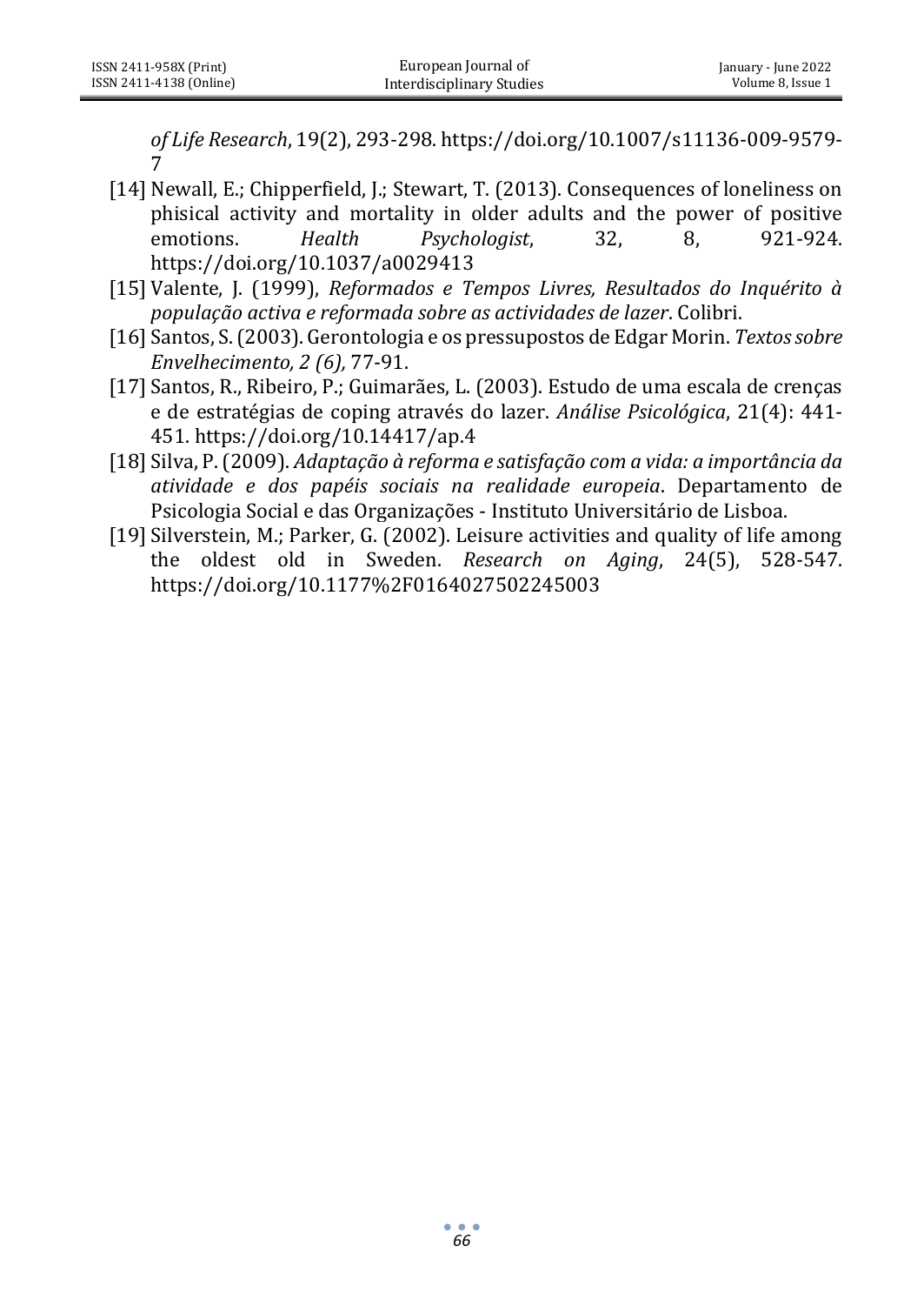*of Life Research*, 19(2), 293-298. https://doi.org/10.1007/s11136-009-9579-7

[14] Newall, E.; Chipperfield, J.; Stewart, T. (2013). Consequences of loneliness on phisical activity and mortality in older adults and the power of positive emotions. *Health Psychologist*, 32, 8, 921-924. https://doi.org/10.1037/a0029413

[15] Valente, J. (1999), *Reformados e Tempos Livres, Resultados do Inquérito à população activa e reformada sobre as actividades de lazer*. Colibri.

[16] Santos, S. (2003). Gerontologia e os pressupostos de Edgar Morin. *Textos sobre Envelhecimento, 2 (6),* 77-91.

[17] Santos, R., Ribeiro, P.; Guimarães, L. (2003). Estudo de uma escala de crenças e de estratégias de coping através do lazer. *Análise Psicológica*, 21(4): 441-451. https://doi.org/10.14417/ap.4

[18] Silva, P. (2009). *Adaptação à reforma e satisfação com a vida: a importância da atividade e dos papéis sociais na realidade europeia*. Departamento de Psicologia Social e das Organizações - Instituto Universitário de Lisboa.

[19] Silverstein, M.; Parker, G. (2002). Leisure activities and quality of life among the oldest old in Sweden. *Research on Aging*, 24(5), 528-547. https://doi.org/10.1177%2F0164027502245003